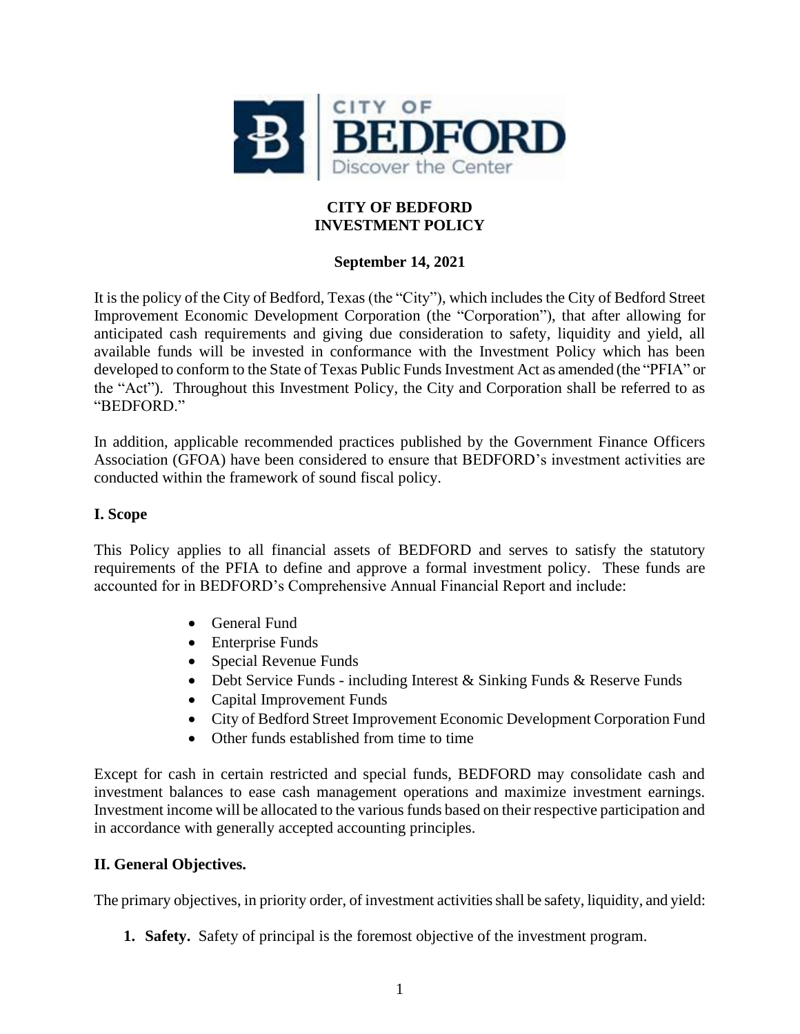# CITY OF BEDFORD INVESTMENT POLICY

**September 14, 2021**

It is the policy of the City of Bedford, Texas (the "City"), which includes the City of Bedford Street Improvement Economic Development Corporation (the "Corporation"), that after allowing for anticipated cash requirements and giving due consideration to safety, liquidity and yield, all available funds will be invested in conformance with the Investment Policy which has been developed to conform to the State of Texas Public Funds Investment Act as amended (the "PFIA" or the "Act"). Throughout this Investment Policy, the City and Corporation shall be referred to as "BEDFORD."

In addition, applicable recommended practices published by the Government Finance Officers Association (GFOA) have been considered to ensure that BEDFORD's investment activities are conducted within the framework of sound fiscal policy.

## I. Scope

This Policy applies to all financial assets of BEDFORD and serves to satisfy the statutory requirements of the PFIA to define and approve a formal investment policy. These funds are accounted for in BEDFORD's Comprehensive Annual Financial Report and include:

- General Fund
- Enterprise Funds
- Special Revenue Funds
- Debt Service Funds - including Interest & Sinking Funds & Reserve Funds
- Capital Improvement Funds
- City of Bedford Street Improvement Economic Development Corporation Fund
- Other funds established from time to time

Except for cash in certain restricted and special funds, BEDFORD may consolidate cash and investment balances to ease cash management operations and maximize investment earnings. Investment income will be allocated to the various funds based on their respective participation and in accordance with generally accepted accounting principles.

## II. General Objectives.

The primary objectives, in priority order, of investment activities shall be safety, liquidity, and yield:

1. **Safety.** Safety of principal is the foremost objective of the investment program.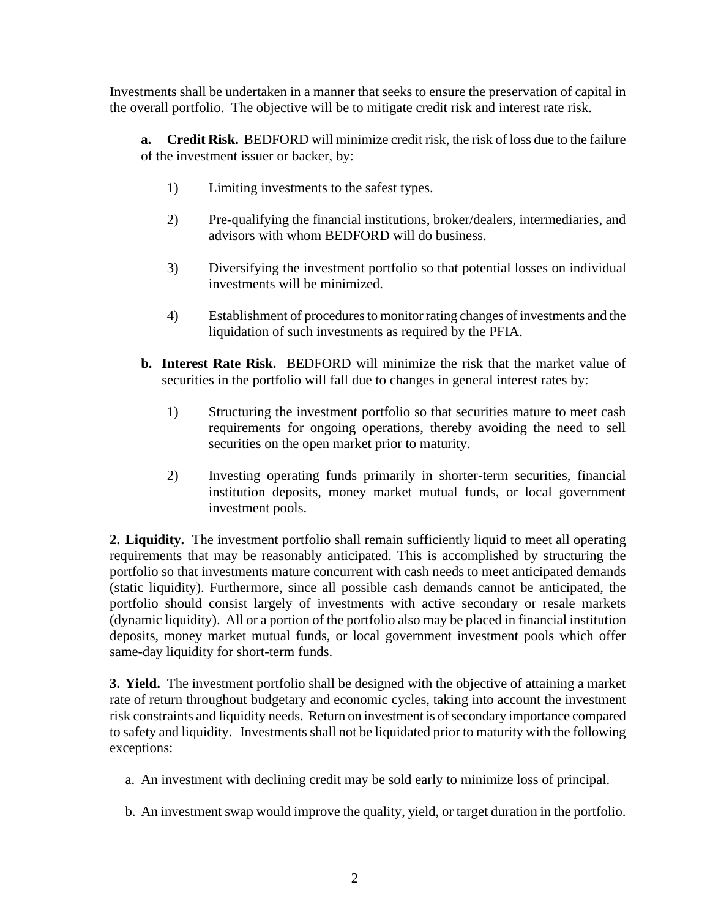Investments shall be undertaken in a manner that seeks to ensure the preservation of capital in the overall portfolio. The objective will be to mitigate credit risk and interest rate risk.

**a. Credit Risk.** BEDFORD will minimize credit risk, the risk of loss due to the failure of the investment issuer or backer, by:

1) Limiting investments to the safest types.

2) Pre-qualifying the financial institutions, broker/dealers, intermediaries, and advisors with whom BEDFORD will do business.

3) Diversifying the investment portfolio so that potential losses on individual investments will be minimized.

4) Establishment of procedures to monitor rating changes of investments and the liquidation of such investments as required by the PFIA.

**b. Interest Rate Risk.** BEDFORD will minimize the risk that the market value of securities in the portfolio will fall due to changes in general interest rates by:

1) Structuring the investment portfolio so that securities mature to meet cash requirements for ongoing operations, thereby avoiding the need to sell securities on the open market prior to maturity.

2) Investing operating funds primarily in shorter-term securities, financial institution deposits, money market mutual funds, or local government investment pools.

**2. Liquidity.** The investment portfolio shall remain sufficiently liquid to meet all operating requirements that may be reasonably anticipated. This is accomplished by structuring the portfolio so that investments mature concurrent with cash needs to meet anticipated demands (static liquidity). Furthermore, since all possible cash demands cannot be anticipated, the portfolio should consist largely of investments with active secondary or resale markets (dynamic liquidity). All or a portion of the portfolio also may be placed in financial institution deposits, money market mutual funds, or local government investment pools which offer same-day liquidity for short-term funds.

**3. Yield.** The investment portfolio shall be designed with the objective of attaining a market rate of return throughout budgetary and economic cycles, taking into account the investment risk constraints and liquidity needs. Return on investment is of secondary importance compared to safety and liquidity. Investments shall not be liquidated prior to maturity with the following exceptions:

a. An investment with declining credit may be sold early to minimize loss of principal.

b. An investment swap would improve the quality, yield, or target duration in the portfolio.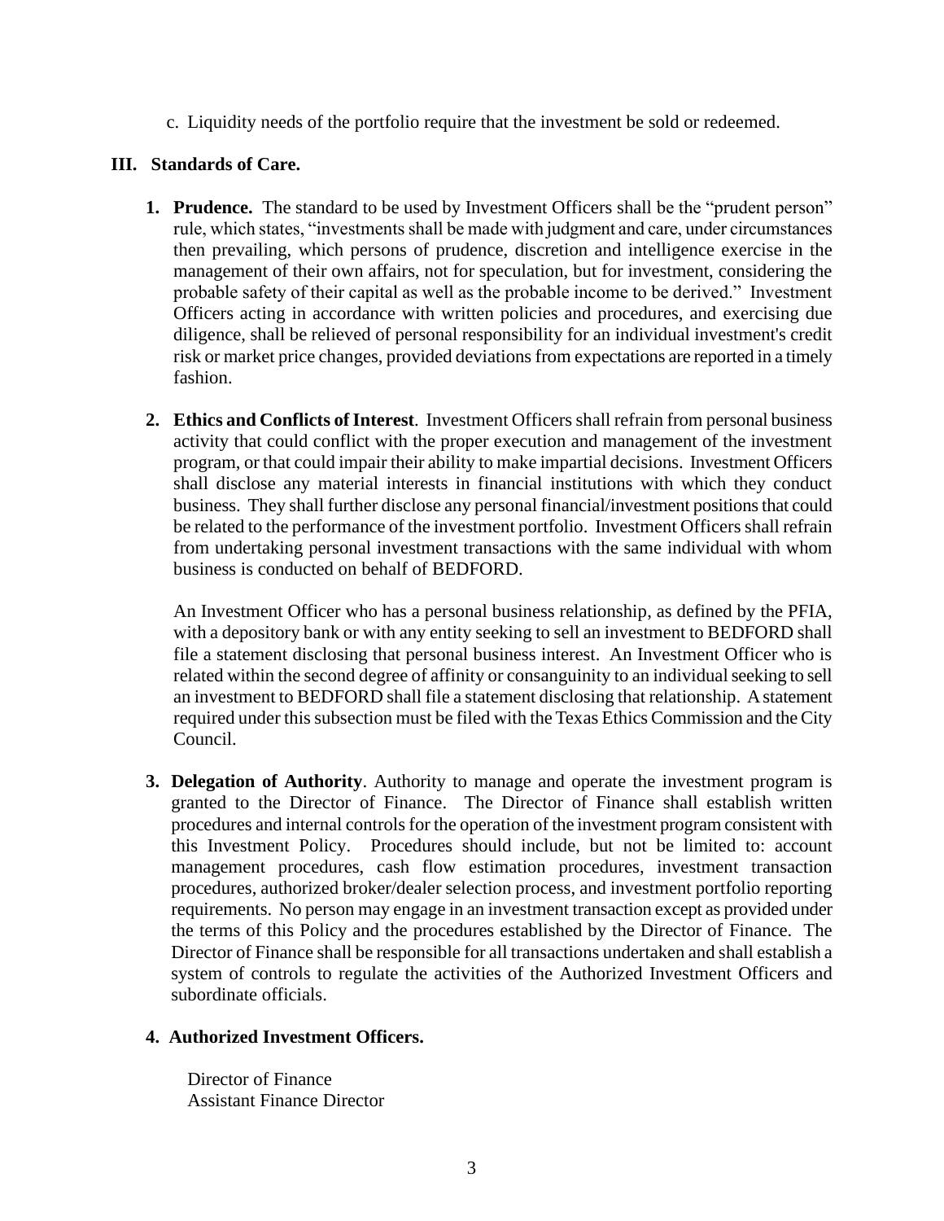c. Liquidity needs of the portfolio require that the investment be sold or redeemed.

## III. Standards of Care.

1. **Prudence.** The standard to be used by Investment Officers shall be the "prudent person" rule, which states, "investments shall be made with judgment and care, under circumstances then prevailing, which persons of prudence, discretion and intelligence exercise in the management of their own affairs, not for speculation, but for investment, considering the probable safety of their capital as well as the probable income to be derived." Investment Officers acting in accordance with written policies and procedures, and exercising due diligence, shall be relieved of personal responsibility for an individual investment's credit risk or market price changes, provided deviations from expectations are reported in a timely fashion.

2. **Ethics and Conflicts of Interest**. Investment Officers shall refrain from personal business activity that could conflict with the proper execution and management of the investment program, or that could impair their ability to make impartial decisions. Investment Officers shall disclose any material interests in financial institutions with which they conduct business. They shall further disclose any personal financial/investment positions that could be related to the performance of the investment portfolio. Investment Officers shall refrain from undertaking personal investment transactions with the same individual with whom business is conducted on behalf of BEDFORD.

   An Investment Officer who has a personal business relationship, as defined by the PFIA, with a depository bank or with any entity seeking to sell an investment to BEDFORD shall file a statement disclosing that personal business interest. An Investment Officer who is related within the second degree of affinity or consanguinity to an individual seeking to sell an investment to BEDFORD shall file a statement disclosing that relationship. A statement required under this subsection must be filed with the Texas Ethics Commission and the City Council.

3. **Delegation of Authority**. Authority to manage and operate the investment program is granted to the Director of Finance. The Director of Finance shall establish written procedures and internal controls for the operation of the investment program consistent with this Investment Policy. Procedures should include, but not be limited to: account management procedures, cash flow estimation procedures, investment transaction procedures, authorized broker/dealer selection process, and investment portfolio reporting requirements. No person may engage in an investment transaction except as provided under the terms of this Policy and the procedures established by the Director of Finance. The Director of Finance shall be responsible for all transactions undertaken and shall establish a system of controls to regulate the activities of the Authorized Investment Officers and subordinate officials.

4. **Authorized Investment Officers.**

   Director of Finance
   Assistant Finance Director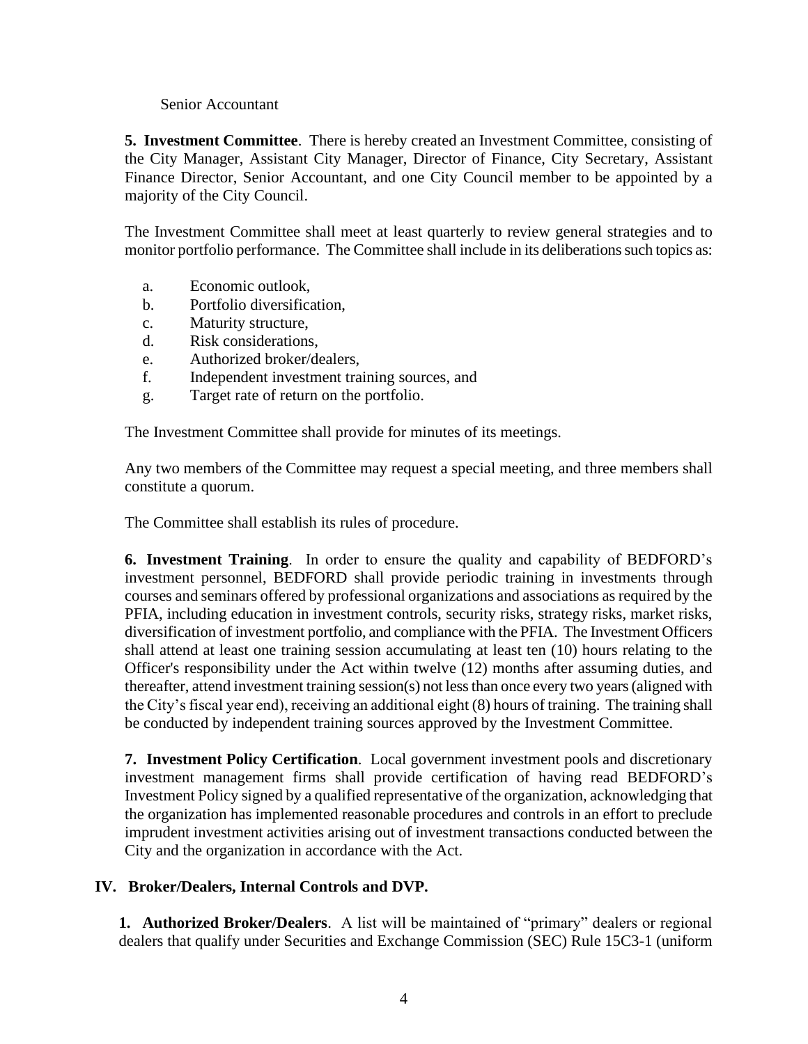Senior Accountant

**5. Investment Committee**. There is hereby created an Investment Committee, consisting of the City Manager, Assistant City Manager, Director of Finance, City Secretary, Assistant Finance Director, Senior Accountant, and one City Council member to be appointed by a majority of the City Council.

The Investment Committee shall meet at least quarterly to review general strategies and to monitor portfolio performance. The Committee shall include in its deliberations such topics as:

a. Economic outlook,
b. Portfolio diversification,
c. Maturity structure,
d. Risk considerations,
e. Authorized broker/dealers,
f. Independent investment training sources, and
g. Target rate of return on the portfolio.

The Investment Committee shall provide for minutes of its meetings.

Any two members of the Committee may request a special meeting, and three members shall constitute a quorum.

The Committee shall establish its rules of procedure.

**6. Investment Training**. In order to ensure the quality and capability of BEDFORD's investment personnel, BEDFORD shall provide periodic training in investments through courses and seminars offered by professional organizations and associations as required by the PFIA, including education in investment controls, security risks, strategy risks, market risks, diversification of investment portfolio, and compliance with the PFIA. The Investment Officers shall attend at least one training session accumulating at least ten (10) hours relating to the Officer's responsibility under the Act within twelve (12) months after assuming duties, and thereafter, attend investment training session(s) not less than once every two years (aligned with the City's fiscal year end), receiving an additional eight (8) hours of training. The training shall be conducted by independent training sources approved by the Investment Committee.

**7. Investment Policy Certification**. Local government investment pools and discretionary investment management firms shall provide certification of having read BEDFORD's Investment Policy signed by a qualified representative of the organization, acknowledging that the organization has implemented reasonable procedures and controls in an effort to preclude imprudent investment activities arising out of investment transactions conducted between the City and the organization in accordance with the Act.

## IV. Broker/Dealers, Internal Controls and DVP.

**1. Authorized Broker/Dealers**. A list will be maintained of "primary" dealers or regional dealers that qualify under Securities and Exchange Commission (SEC) Rule 15C3-1 (uniform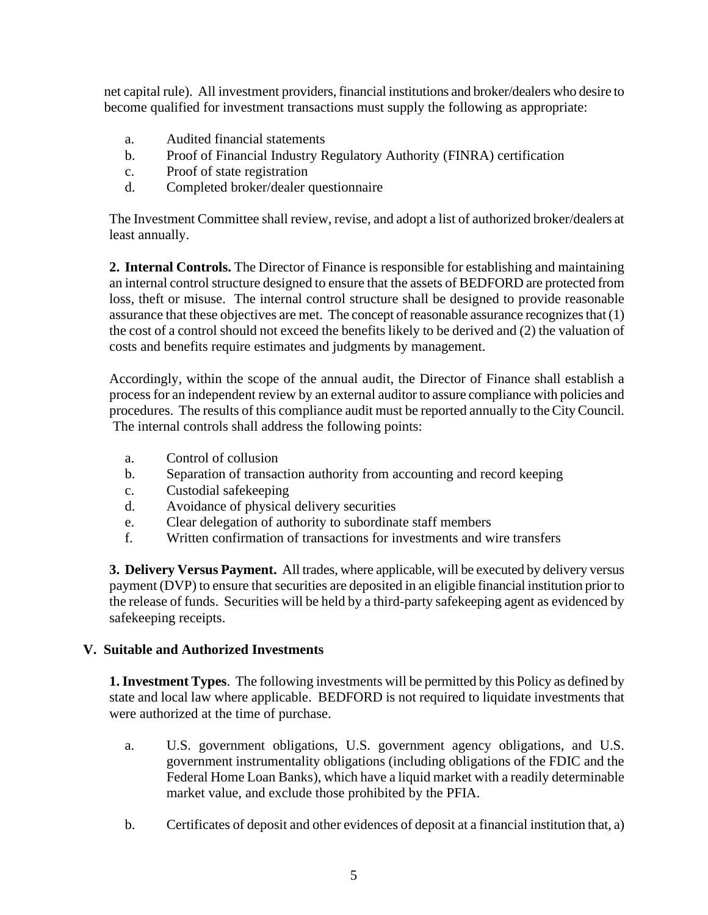net capital rule). All investment providers, financial institutions and broker/dealers who desire to become qualified for investment transactions must supply the following as appropriate:

a. Audited financial statements
b. Proof of Financial Industry Regulatory Authority (FINRA) certification
c. Proof of state registration
d. Completed broker/dealer questionnaire

The Investment Committee shall review, revise, and adopt a list of authorized broker/dealers at least annually.

**2. Internal Controls.** The Director of Finance is responsible for establishing and maintaining an internal control structure designed to ensure that the assets of BEDFORD are protected from loss, theft or misuse. The internal control structure shall be designed to provide reasonable assurance that these objectives are met. The concept of reasonable assurance recognizes that (1) the cost of a control should not exceed the benefits likely to be derived and (2) the valuation of costs and benefits require estimates and judgments by management.

Accordingly, within the scope of the annual audit, the Director of Finance shall establish a process for an independent review by an external auditor to assure compliance with policies and procedures. The results of this compliance audit must be reported annually to the City Council. The internal controls shall address the following points:

a. Control of collusion
b. Separation of transaction authority from accounting and record keeping
c. Custodial safekeeping
d. Avoidance of physical delivery securities
e. Clear delegation of authority to subordinate staff members
f. Written confirmation of transactions for investments and wire transfers

**3. Delivery Versus Payment.** All trades, where applicable, will be executed by delivery versus payment (DVP) to ensure that securities are deposited in an eligible financial institution prior to the release of funds. Securities will be held by a third-party safekeeping agent as evidenced by safekeeping receipts.

## V. Suitable and Authorized Investments

**1. Investment Types**. The following investments will be permitted by this Policy as defined by state and local law where applicable. BEDFORD is not required to liquidate investments that were authorized at the time of purchase.

a. U.S. government obligations, U.S. government agency obligations, and U.S. government instrumentality obligations (including obligations of the FDIC and the Federal Home Loan Banks), which have a liquid market with a readily determinable market value, and exclude those prohibited by the PFIA.

b. Certificates of deposit and other evidences of deposit at a financial institution that, a)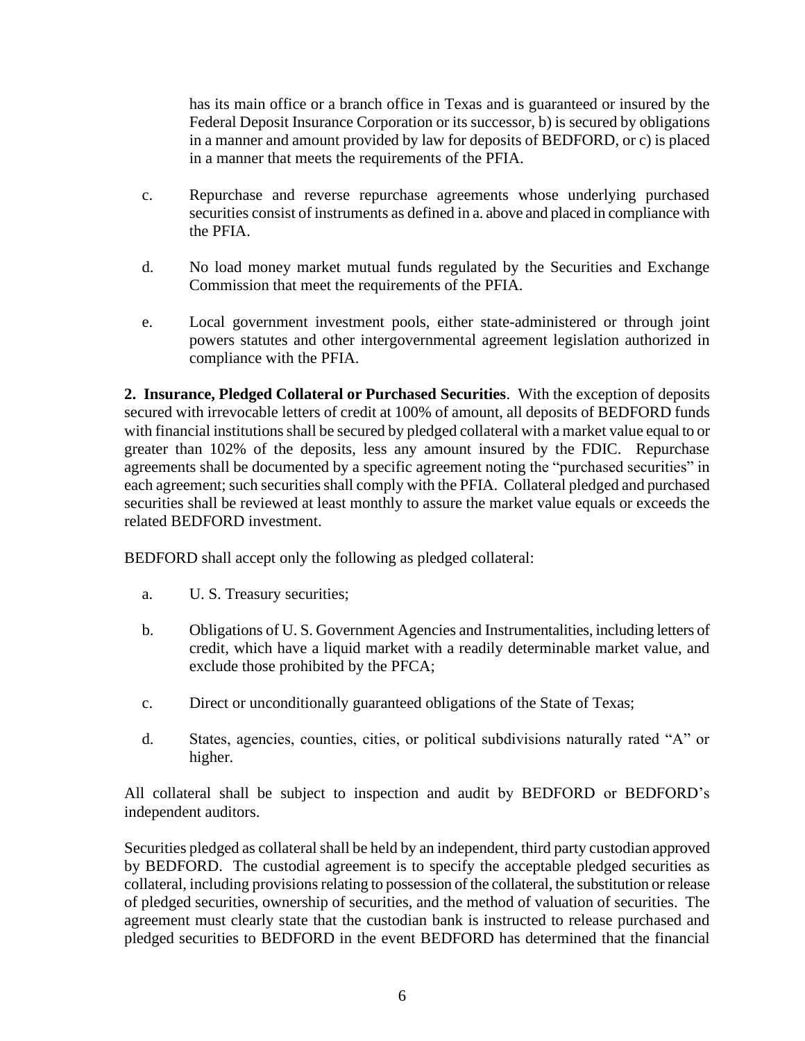has its main office or a branch office in Texas and is guaranteed or insured by the Federal Deposit Insurance Corporation or its successor, b) is secured by obligations in a manner and amount provided by law for deposits of BEDFORD, or c) is placed in a manner that meets the requirements of the PFIA.

c. Repurchase and reverse repurchase agreements whose underlying purchased securities consist of instruments as defined in a. above and placed in compliance with the PFIA.

d. No load money market mutual funds regulated by the Securities and Exchange Commission that meet the requirements of the PFIA.

e. Local government investment pools, either state-administered or through joint powers statutes and other intergovernmental agreement legislation authorized in compliance with the PFIA.

**2. Insurance, Pledged Collateral or Purchased Securities**. With the exception of deposits secured with irrevocable letters of credit at 100% of amount, all deposits of BEDFORD funds with financial institutions shall be secured by pledged collateral with a market value equal to or greater than 102% of the deposits, less any amount insured by the FDIC. Repurchase agreements shall be documented by a specific agreement noting the "purchased securities" in each agreement; such securities shall comply with the PFIA. Collateral pledged and purchased securities shall be reviewed at least monthly to assure the market value equals or exceeds the related BEDFORD investment.

BEDFORD shall accept only the following as pledged collateral:

a. U. S. Treasury securities;

b. Obligations of U. S. Government Agencies and Instrumentalities, including letters of credit, which have a liquid market with a readily determinable market value, and exclude those prohibited by the PFCA;

c. Direct or unconditionally guaranteed obligations of the State of Texas;

d. States, agencies, counties, cities, or political subdivisions naturally rated "A" or higher.

All collateral shall be subject to inspection and audit by BEDFORD or BEDFORD's independent auditors.

Securities pledged as collateral shall be held by an independent, third party custodian approved by BEDFORD. The custodial agreement is to specify the acceptable pledged securities as collateral, including provisions relating to possession of the collateral, the substitution or release of pledged securities, ownership of securities, and the method of valuation of securities. The agreement must clearly state that the custodian bank is instructed to release purchased and pledged securities to BEDFORD in the event BEDFORD has determined that the financial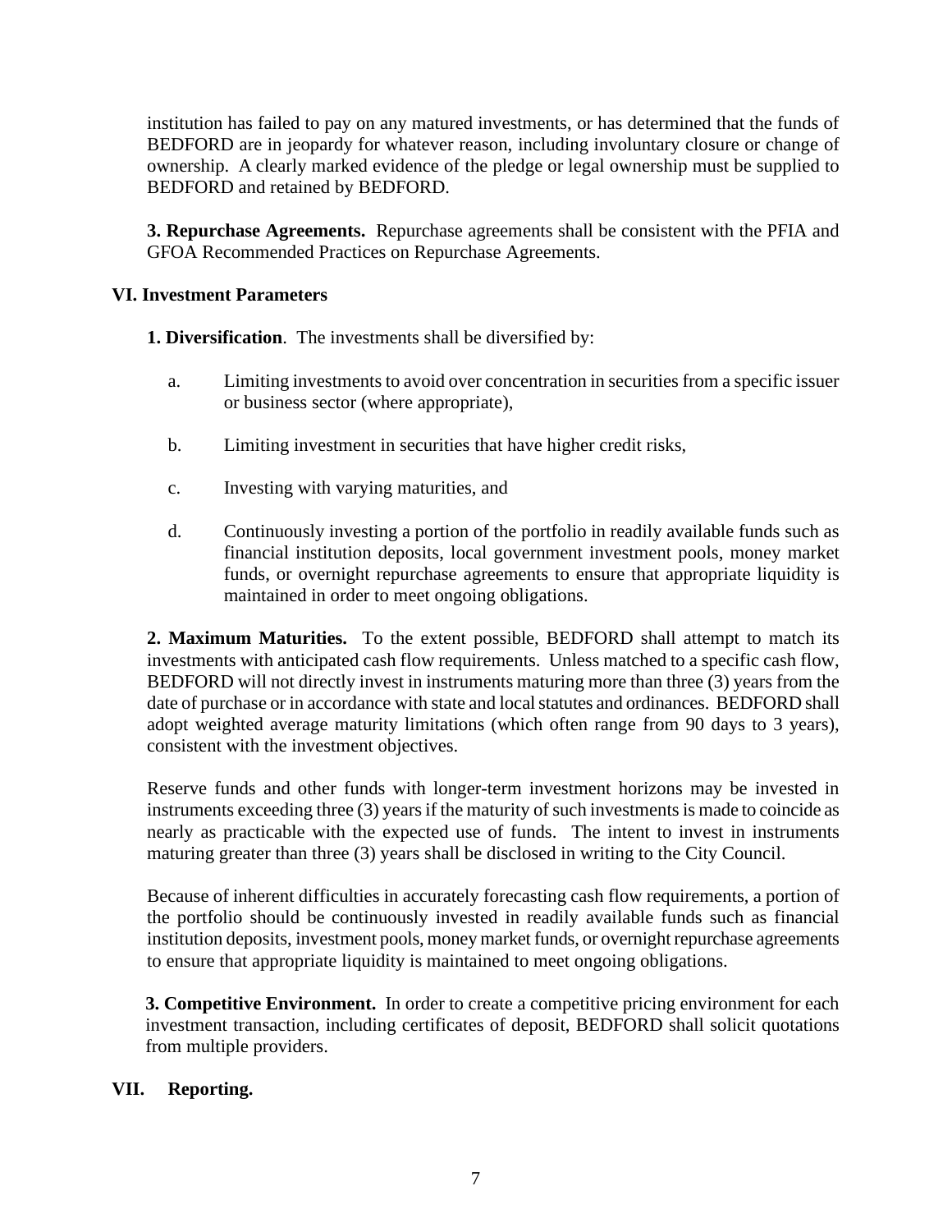institution has failed to pay on any matured investments, or has determined that the funds of BEDFORD are in jeopardy for whatever reason, including involuntary closure or change of ownership. A clearly marked evidence of the pledge or legal ownership must be supplied to BEDFORD and retained by BEDFORD.

**3. Repurchase Agreements.** Repurchase agreements shall be consistent with the PFIA and GFOA Recommended Practices on Repurchase Agreements.

## VI. Investment Parameters

**1. Diversification**. The investments shall be diversified by:

a. Limiting investments to avoid over concentration in securities from a specific issuer or business sector (where appropriate),

b. Limiting investment in securities that have higher credit risks,

c. Investing with varying maturities, and

d. Continuously investing a portion of the portfolio in readily available funds such as financial institution deposits, local government investment pools, money market funds, or overnight repurchase agreements to ensure that appropriate liquidity is maintained in order to meet ongoing obligations.

**2. Maximum Maturities.** To the extent possible, BEDFORD shall attempt to match its investments with anticipated cash flow requirements. Unless matched to a specific cash flow, BEDFORD will not directly invest in instruments maturing more than three (3) years from the date of purchase or in accordance with state and local statutes and ordinances. BEDFORD shall adopt weighted average maturity limitations (which often range from 90 days to 3 years), consistent with the investment objectives.

Reserve funds and other funds with longer-term investment horizons may be invested in instruments exceeding three (3) years if the maturity of such investments is made to coincide as nearly as practicable with the expected use of funds. The intent to invest in instruments maturing greater than three (3) years shall be disclosed in writing to the City Council.

Because of inherent difficulties in accurately forecasting cash flow requirements, a portion of the portfolio should be continuously invested in readily available funds such as financial institution deposits, investment pools, money market funds, or overnight repurchase agreements to ensure that appropriate liquidity is maintained to meet ongoing obligations.

**3. Competitive Environment.** In order to create a competitive pricing environment for each investment transaction, including certificates of deposit, BEDFORD shall solicit quotations from multiple providers.

## VII. Reporting.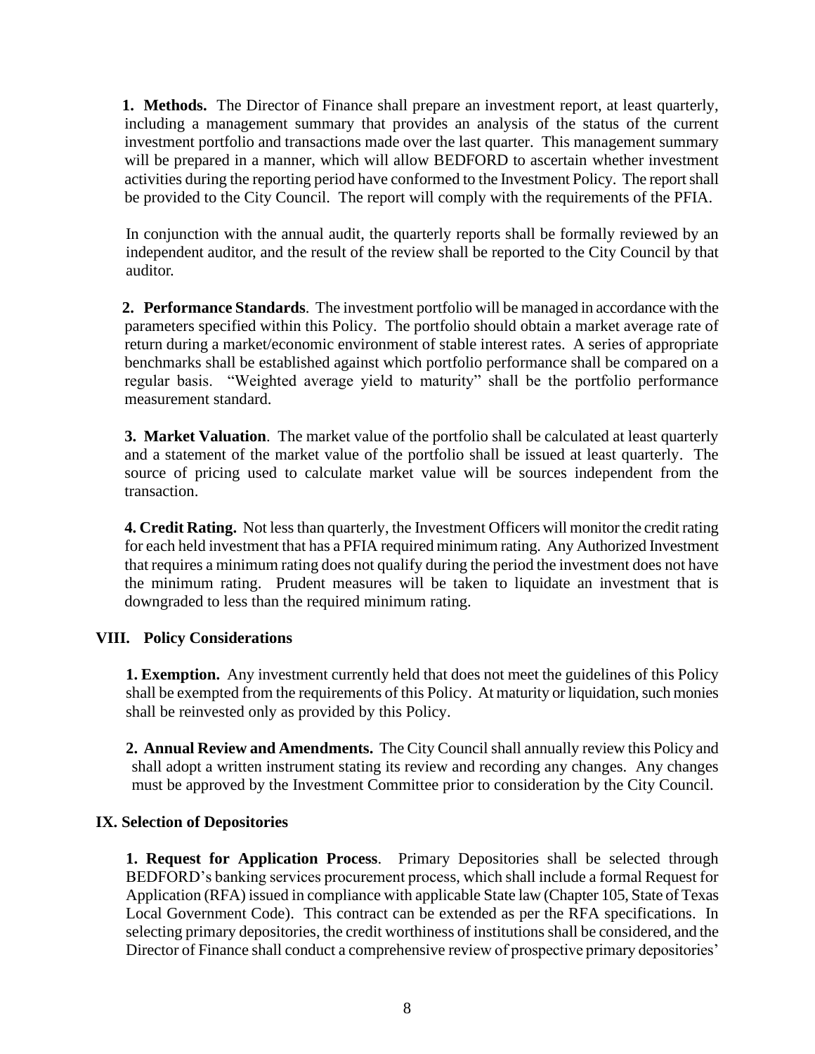**1. Methods.** The Director of Finance shall prepare an investment report, at least quarterly, including a management summary that provides an analysis of the status of the current investment portfolio and transactions made over the last quarter. This management summary will be prepared in a manner, which will allow BEDFORD to ascertain whether investment activities during the reporting period have conformed to the Investment Policy. The report shall be provided to the City Council. The report will comply with the requirements of the PFIA.

In conjunction with the annual audit, the quarterly reports shall be formally reviewed by an independent auditor, and the result of the review shall be reported to the City Council by that auditor.

**2. Performance Standards**. The investment portfolio will be managed in accordance with the parameters specified within this Policy. The portfolio should obtain a market average rate of return during a market/economic environment of stable interest rates. A series of appropriate benchmarks shall be established against which portfolio performance shall be compared on a regular basis. "Weighted average yield to maturity" shall be the portfolio performance measurement standard.

**3. Market Valuation**. The market value of the portfolio shall be calculated at least quarterly and a statement of the market value of the portfolio shall be issued at least quarterly. The source of pricing used to calculate market value will be sources independent from the transaction.

**4. Credit Rating.** Not less than quarterly, the Investment Officers will monitor the credit rating for each held investment that has a PFIA required minimum rating. Any Authorized Investment that requires a minimum rating does not qualify during the period the investment does not have the minimum rating. Prudent measures will be taken to liquidate an investment that is downgraded to less than the required minimum rating.

## VIII. Policy Considerations

**1. Exemption.** Any investment currently held that does not meet the guidelines of this Policy shall be exempted from the requirements of this Policy. At maturity or liquidation, such monies shall be reinvested only as provided by this Policy.

**2. Annual Review and Amendments.** The City Council shall annually review this Policy and shall adopt a written instrument stating its review and recording any changes. Any changes must be approved by the Investment Committee prior to consideration by the City Council.

## IX. Selection of Depositories

**1. Request for Application Process**. Primary Depositories shall be selected through BEDFORD's banking services procurement process, which shall include a formal Request for Application (RFA) issued in compliance with applicable State law (Chapter 105, State of Texas Local Government Code). This contract can be extended as per the RFA specifications. In selecting primary depositories, the credit worthiness of institutions shall be considered, and the Director of Finance shall conduct a comprehensive review of prospective primary depositories'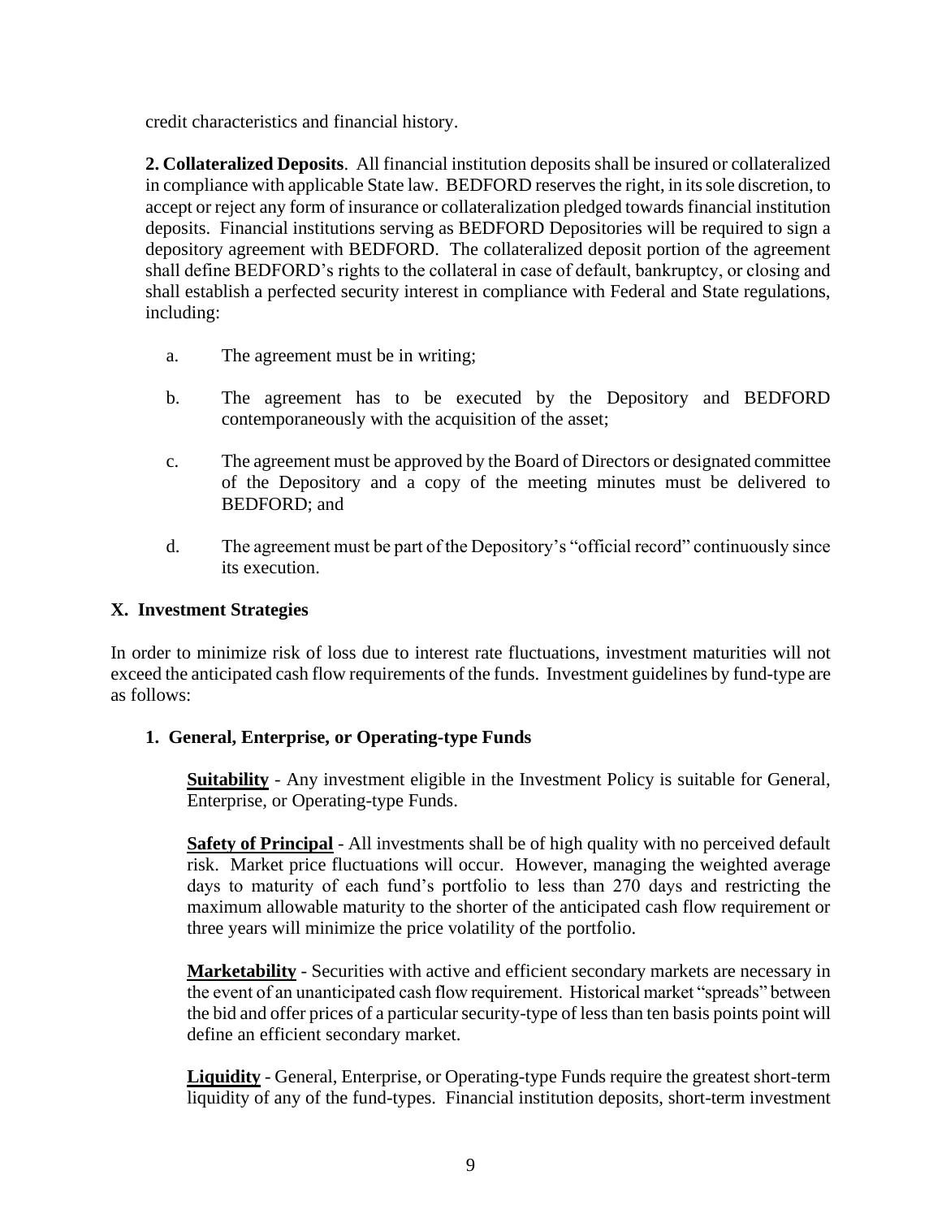credit characteristics and financial history.

**2. Collateralized Deposits**. All financial institution deposits shall be insured or collateralized in compliance with applicable State law. BEDFORD reserves the right, in its sole discretion, to accept or reject any form of insurance or collateralization pledged towards financial institution deposits. Financial institutions serving as BEDFORD Depositories will be required to sign a depository agreement with BEDFORD. The collateralized deposit portion of the agreement shall define BEDFORD's rights to the collateral in case of default, bankruptcy, or closing and shall establish a perfected security interest in compliance with Federal and State regulations, including:

a. The agreement must be in writing;

b. The agreement has to be executed by the Depository and BEDFORD contemporaneously with the acquisition of the asset;

c. The agreement must be approved by the Board of Directors or designated committee of the Depository and a copy of the meeting minutes must be delivered to BEDFORD; and

d. The agreement must be part of the Depository's "official record" continuously since its execution.

## X. Investment Strategies

In order to minimize risk of loss due to interest rate fluctuations, investment maturities will not exceed the anticipated cash flow requirements of the funds. Investment guidelines by fund-type are as follows:

### 1. General, Enterprise, or Operating-type Funds

**Suitability** - Any investment eligible in the Investment Policy is suitable for General, Enterprise, or Operating-type Funds.

**Safety of Principal** - All investments shall be of high quality with no perceived default risk. Market price fluctuations will occur. However, managing the weighted average days to maturity of each fund's portfolio to less than 270 days and restricting the maximum allowable maturity to the shorter of the anticipated cash flow requirement or three years will minimize the price volatility of the portfolio.

**Marketability** - Securities with active and efficient secondary markets are necessary in the event of an unanticipated cash flow requirement. Historical market "spreads" between the bid and offer prices of a particular security-type of less than ten basis points point will define an efficient secondary market.

**Liquidity** - General, Enterprise, or Operating-type Funds require the greatest short-term liquidity of any of the fund-types. Financial institution deposits, short-term investment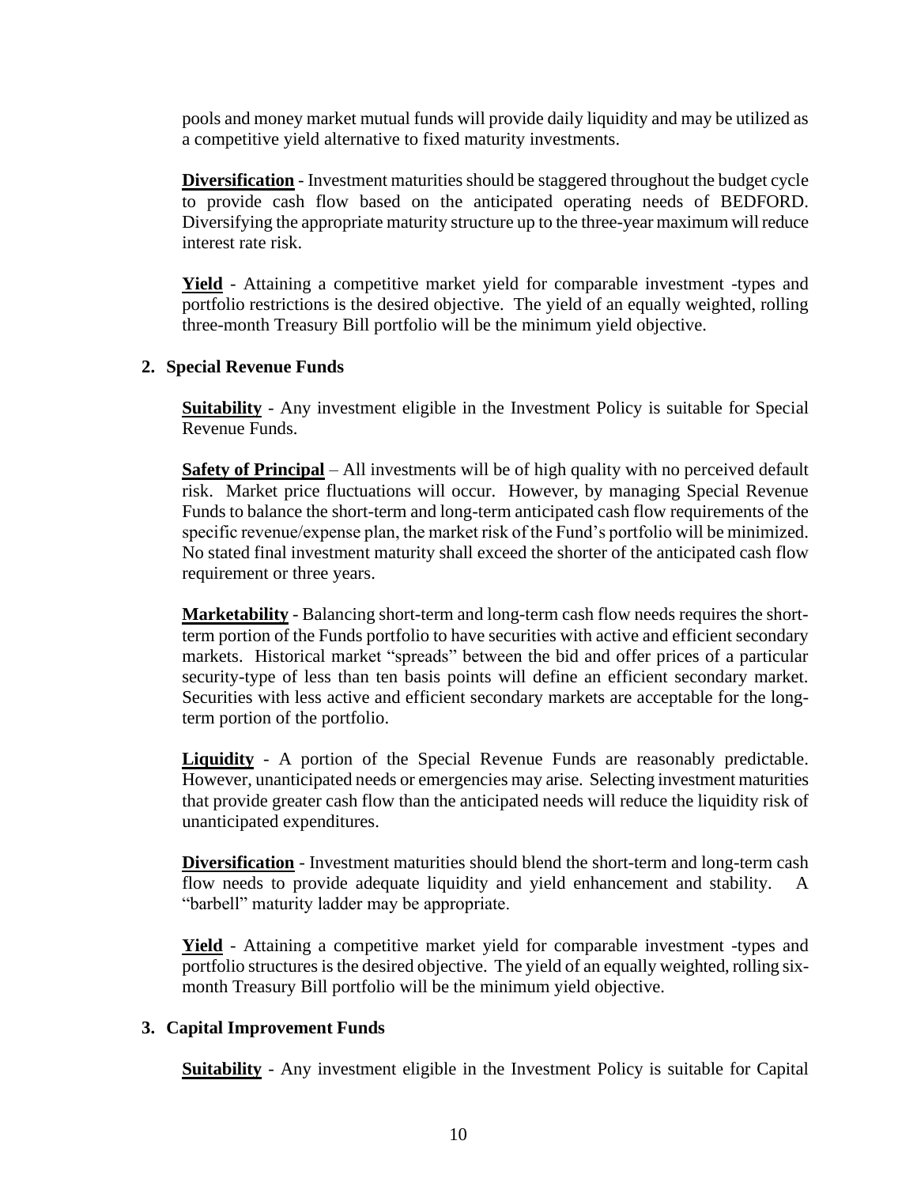pools and money market mutual funds will provide daily liquidity and may be utilized as a competitive yield alternative to fixed maturity investments.

**Diversification** - Investment maturities should be staggered throughout the budget cycle to provide cash flow based on the anticipated operating needs of BEDFORD. Diversifying the appropriate maturity structure up to the three-year maximum will reduce interest rate risk.

**Yield** - Attaining a competitive market yield for comparable investment -types and portfolio restrictions is the desired objective. The yield of an equally weighted, rolling three-month Treasury Bill portfolio will be the minimum yield objective.

**2. Special Revenue Funds**

**Suitability** - Any investment eligible in the Investment Policy is suitable for Special Revenue Funds.

**Safety of Principal** – All investments will be of high quality with no perceived default risk. Market price fluctuations will occur. However, by managing Special Revenue Funds to balance the short-term and long-term anticipated cash flow requirements of the specific revenue/expense plan, the market risk of the Fund's portfolio will be minimized. No stated final investment maturity shall exceed the shorter of the anticipated cash flow requirement or three years.

**Marketability** - Balancing short-term and long-term cash flow needs requires the short-term portion of the Funds portfolio to have securities with active and efficient secondary markets. Historical market "spreads" between the bid and offer prices of a particular security-type of less than ten basis points will define an efficient secondary market. Securities with less active and efficient secondary markets are acceptable for the long-term portion of the portfolio.

**Liquidity** - A portion of the Special Revenue Funds are reasonably predictable. However, unanticipated needs or emergencies may arise. Selecting investment maturities that provide greater cash flow than the anticipated needs will reduce the liquidity risk of unanticipated expenditures.

**Diversification** - Investment maturities should blend the short-term and long-term cash flow needs to provide adequate liquidity and yield enhancement and stability. A "barbell" maturity ladder may be appropriate.

**Yield** - Attaining a competitive market yield for comparable investment -types and portfolio structures is the desired objective. The yield of an equally weighted, rolling six-month Treasury Bill portfolio will be the minimum yield objective.

**3. Capital Improvement Funds**

**Suitability** - Any investment eligible in the Investment Policy is suitable for Capital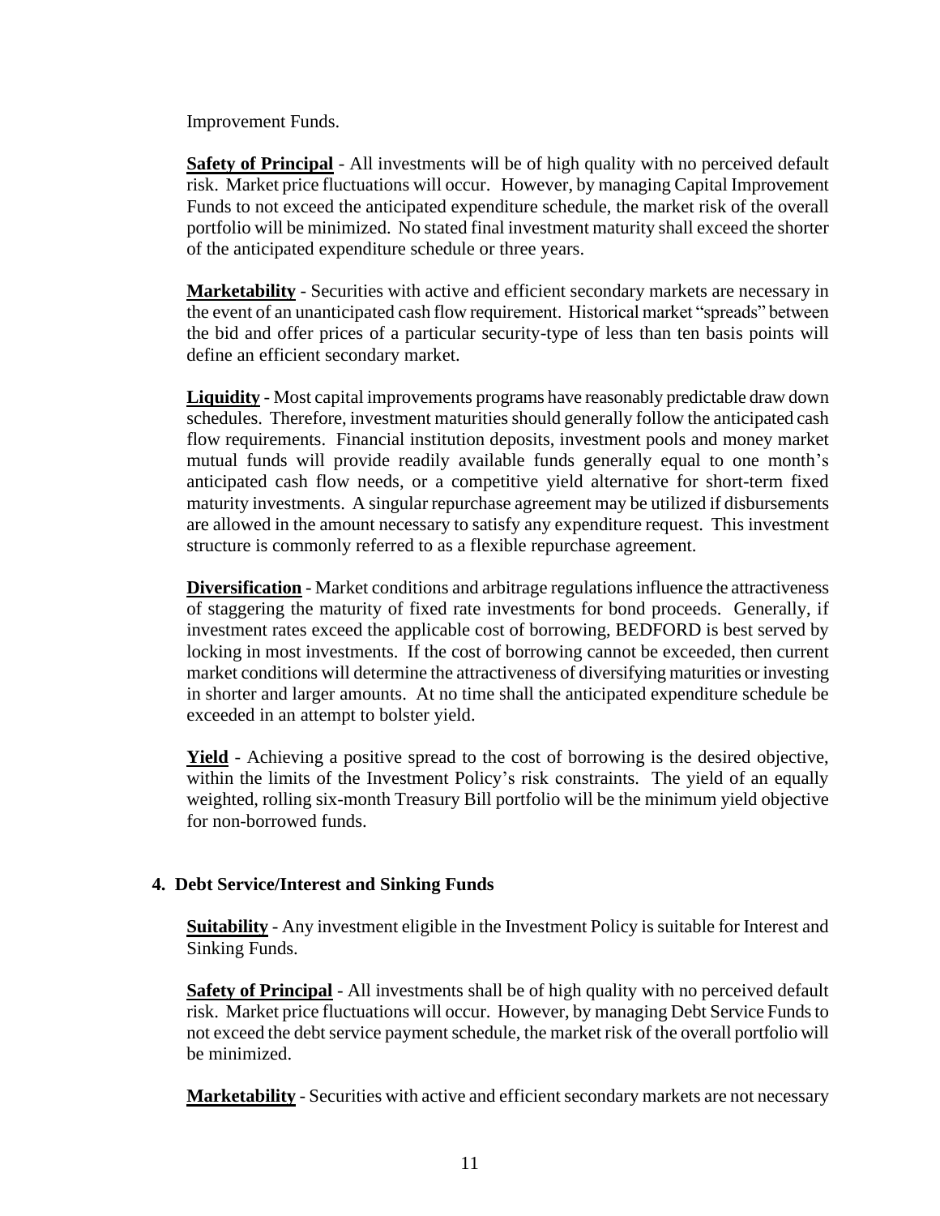Improvement Funds.

**Safety of Principal** - All investments will be of high quality with no perceived default risk. Market price fluctuations will occur. However, by managing Capital Improvement Funds to not exceed the anticipated expenditure schedule, the market risk of the overall portfolio will be minimized. No stated final investment maturity shall exceed the shorter of the anticipated expenditure schedule or three years.

**Marketability** - Securities with active and efficient secondary markets are necessary in the event of an unanticipated cash flow requirement. Historical market "spreads" between the bid and offer prices of a particular security-type of less than ten basis points will define an efficient secondary market.

**Liquidity** - Most capital improvements programs have reasonably predictable draw down schedules. Therefore, investment maturities should generally follow the anticipated cash flow requirements. Financial institution deposits, investment pools and money market mutual funds will provide readily available funds generally equal to one month's anticipated cash flow needs, or a competitive yield alternative for short-term fixed maturity investments. A singular repurchase agreement may be utilized if disbursements are allowed in the amount necessary to satisfy any expenditure request. This investment structure is commonly referred to as a flexible repurchase agreement.

**Diversification** - Market conditions and arbitrage regulations influence the attractiveness of staggering the maturity of fixed rate investments for bond proceeds. Generally, if investment rates exceed the applicable cost of borrowing, BEDFORD is best served by locking in most investments. If the cost of borrowing cannot be exceeded, then current market conditions will determine the attractiveness of diversifying maturities or investing in shorter and larger amounts. At no time shall the anticipated expenditure schedule be exceeded in an attempt to bolster yield.

**Yield** - Achieving a positive spread to the cost of borrowing is the desired objective, within the limits of the Investment Policy's risk constraints. The yield of an equally weighted, rolling six-month Treasury Bill portfolio will be the minimum yield objective for non-borrowed funds.

### 4. Debt Service/Interest and Sinking Funds

**Suitability** - Any investment eligible in the Investment Policy is suitable for Interest and Sinking Funds.

**Safety of Principal** - All investments shall be of high quality with no perceived default risk. Market price fluctuations will occur. However, by managing Debt Service Funds to not exceed the debt service payment schedule, the market risk of the overall portfolio will be minimized.

**Marketability** - Securities with active and efficient secondary markets are not necessary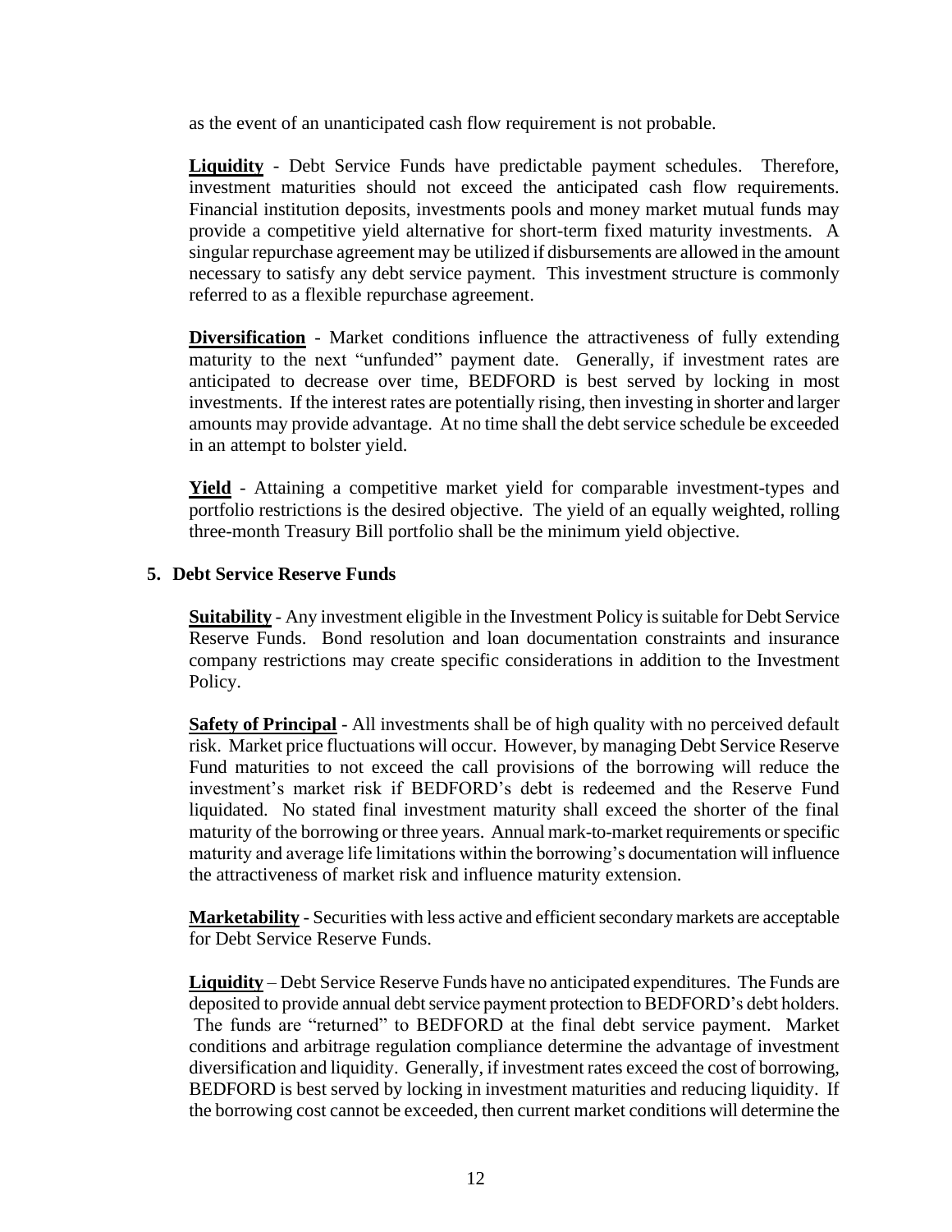as the event of an unanticipated cash flow requirement is not probable.

**Liquidity** - Debt Service Funds have predictable payment schedules. Therefore, investment maturities should not exceed the anticipated cash flow requirements. Financial institution deposits, investments pools and money market mutual funds may provide a competitive yield alternative for short-term fixed maturity investments. A singular repurchase agreement may be utilized if disbursements are allowed in the amount necessary to satisfy any debt service payment. This investment structure is commonly referred to as a flexible repurchase agreement.

**Diversification** - Market conditions influence the attractiveness of fully extending maturity to the next "unfunded" payment date. Generally, if investment rates are anticipated to decrease over time, BEDFORD is best served by locking in most investments. If the interest rates are potentially rising, then investing in shorter and larger amounts may provide advantage. At no time shall the debt service schedule be exceeded in an attempt to bolster yield.

**Yield** - Attaining a competitive market yield for comparable investment-types and portfolio restrictions is the desired objective. The yield of an equally weighted, rolling three-month Treasury Bill portfolio shall be the minimum yield objective.

**5. Debt Service Reserve Funds**

**Suitability** - Any investment eligible in the Investment Policy is suitable for Debt Service Reserve Funds. Bond resolution and loan documentation constraints and insurance company restrictions may create specific considerations in addition to the Investment Policy.

**Safety of Principal** - All investments shall be of high quality with no perceived default risk. Market price fluctuations will occur. However, by managing Debt Service Reserve Fund maturities to not exceed the call provisions of the borrowing will reduce the investment's market risk if BEDFORD's debt is redeemed and the Reserve Fund liquidated. No stated final investment maturity shall exceed the shorter of the final maturity of the borrowing or three years. Annual mark-to-market requirements or specific maturity and average life limitations within the borrowing's documentation will influence the attractiveness of market risk and influence maturity extension.

**Marketability** - Securities with less active and efficient secondary markets are acceptable for Debt Service Reserve Funds.

**Liquidity** – Debt Service Reserve Funds have no anticipated expenditures. The Funds are deposited to provide annual debt service payment protection to BEDFORD's debt holders. The funds are "returned" to BEDFORD at the final debt service payment. Market conditions and arbitrage regulation compliance determine the advantage of investment diversification and liquidity. Generally, if investment rates exceed the cost of borrowing, BEDFORD is best served by locking in investment maturities and reducing liquidity. If the borrowing cost cannot be exceeded, then current market conditions will determine the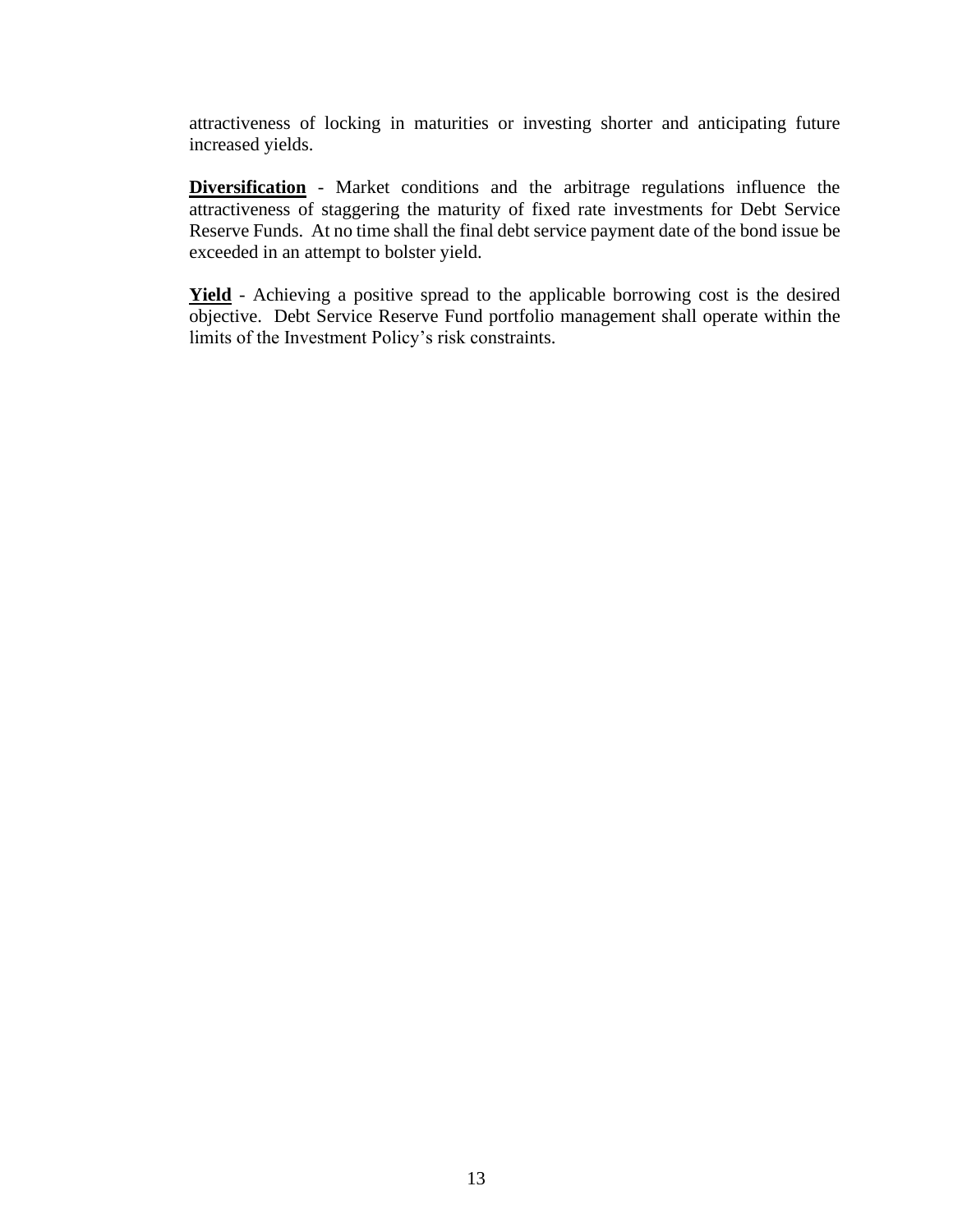attractiveness of locking in maturities or investing shorter and anticipating future increased yields.

**Diversification** - Market conditions and the arbitrage regulations influence the attractiveness of staggering the maturity of fixed rate investments for Debt Service Reserve Funds. At no time shall the final debt service payment date of the bond issue be exceeded in an attempt to bolster yield.

**Yield** - Achieving a positive spread to the applicable borrowing cost is the desired objective. Debt Service Reserve Fund portfolio management shall operate within the limits of the Investment Policy's risk constraints.